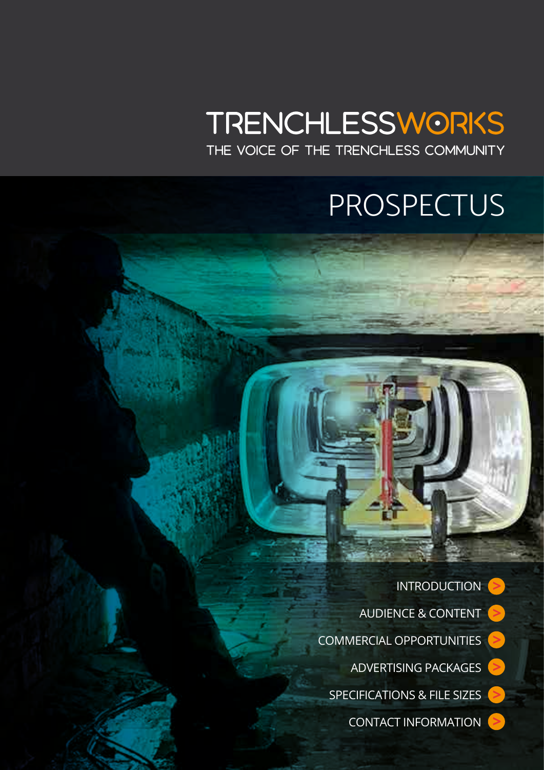# TRENCHLESSWORKS

THE VOICE OF THE TRENCHLESS COMMUNITY

## PROSPECTUS

- INTRODUCTION >
- AUDIENCE & CONTENT >
- COMMERCIAL OPPORTUNITIES >
- ADVERTISING PACKAGES >
- SPECIFICATIONS & FILE SIZES >
- CONTACT INFORMATION >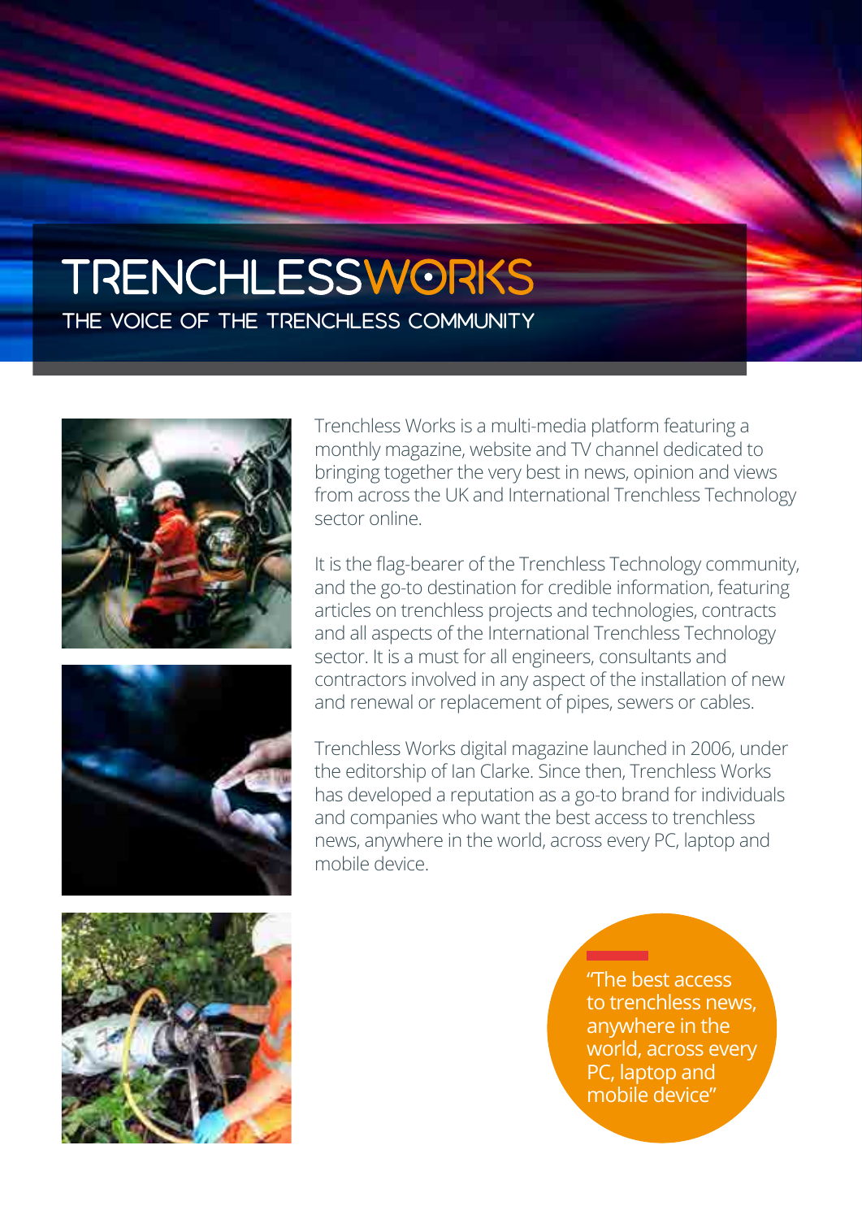# TRENCHLESSWORKS

## THE VOICE OF THE TRENCHLESS COMMUNITY

Trenchless Works is a multi-media platform featuring a monthly magazine, website and TV channel dedicated to bringing together the very best in news, opinion and views from across the UK and International Trenchless Technology sector online.

It is the flag-bearer of the Trenchless Technology community, and the go-to destination for credible information, featuring articles on trenchless projects and technologies, contracts and all aspects of the International Trenchless Technology sector. It is a must for all engineers, consultants and contractors involved in any aspect of the installation of new and renewal or replacement of pipes, sewers or cables.

Trenchless Works digital magazine launched in 2006, under the editorship of Ian Clarke. Since then, Trenchless Works has developed a reputation as a go-to brand for individuals and companies who want the best access to trenchless news, anywhere in the world, across every PC, laptop and mobile device.

> "The best access to trenchless news, anywhere in the world, across every PC, laptop and mobile device"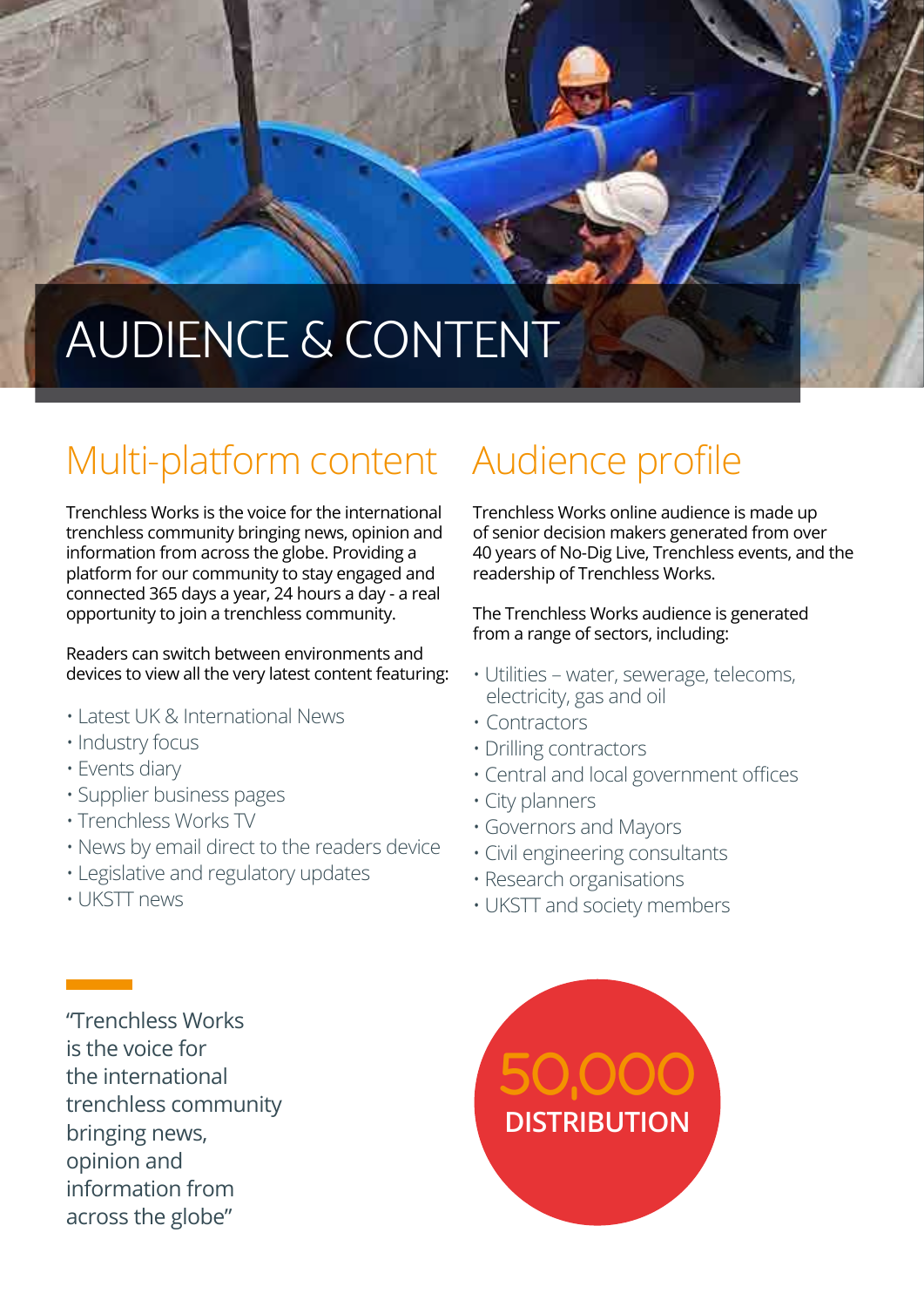# AUDIENCE & CONTENT

## Multi-platform content

Trenchless Works is the voice for the international trenchless community bringing news, opinion and information from across the globe. Providing a platform for our community to stay engaged and connected 365 days a year, 24 hours a day - a real opportunity to join a trenchless community.

Readers can switch between environments and devices to view all the very latest content featuring:

- Latest UK & International News
- Industry focus
- Events diary
- Supplier business pages
- Trenchless Works TV
- News by email direct to the readers device
- Legislative and regulatory updates
- UKSTT news

## Audience profile

Trenchless Works online audience is made up of senior decision makers generated from over 40 years of No-Dig Live, Trenchless events, and the readership of Trenchless Works.

The Trenchless Works audience is generated from a range of sectors, including:

- Utilities – water, sewerage, telecoms, electricity, gas and oil
- Contractors
- Drilling contractors
- Central and local government offices
- City planners
- Governors and Mayors
- Civil engineering consultants
- Research organisations
- UKSTT and society members

"Trenchless Works is the voice for the international trenchless community bringing news, opinion and information from across the globe"

**50,000**
**DISTRIBUTION**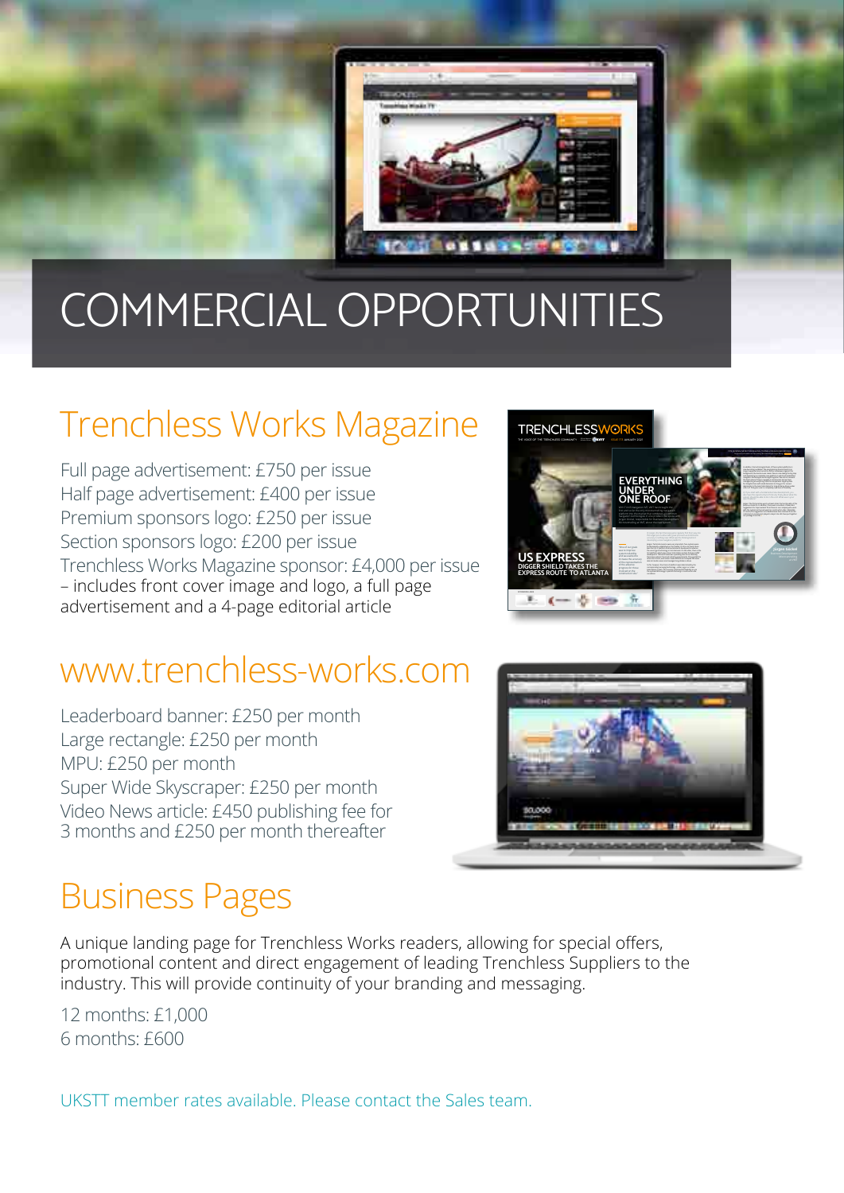# COMMERCIAL OPPORTUNITIES

## Trenchless Works Magazine

Full page advertisement: £750 per issue
Half page advertisement: £400 per issue
Premium sponsors logo: £250 per issue
Section sponsors logo: £200 per issue
Trenchless Works Magazine sponsor: £4,000 per issue – includes front cover image and logo, a full page advertisement and a 4-page editorial article

## www.trenchless-works.com

Leaderboard banner: £250 per month
Large rectangle: £250 per month
MPU: £250 per month
Super Wide Skyscraper: £250 per month
Video News article: £450 publishing fee for 3 months and £250 per month thereafter

## Business Pages

A unique landing page for Trenchless Works readers, allowing for special offers, promotional content and direct engagement of leading Trenchless Suppliers to the industry. This will provide continuity of your branding and messaging.

12 months: £1,000
6 months: £600

UKSTT member rates available. Please contact the Sales team.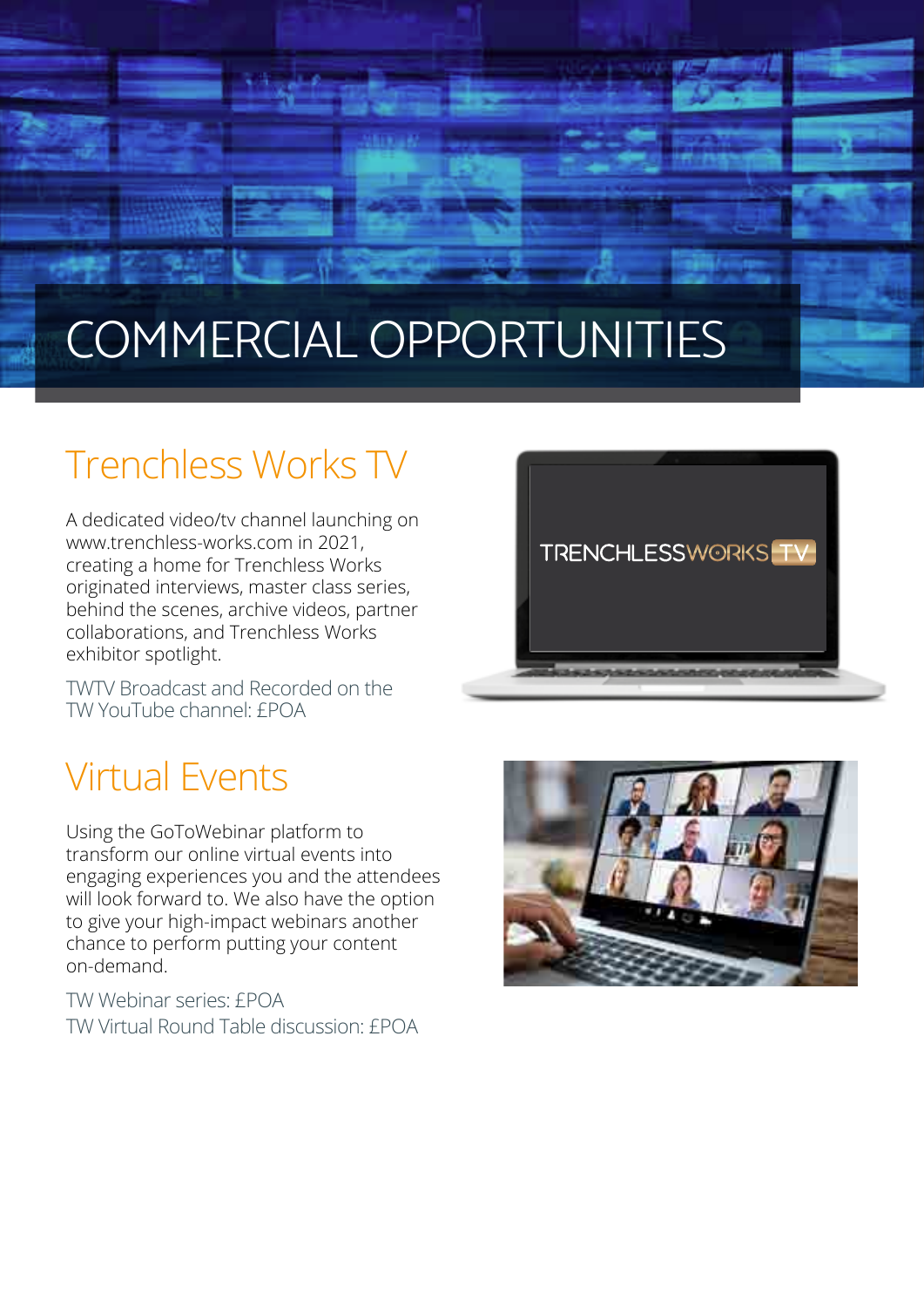# COMMERCIAL OPPORTUNITIES

## Trenchless Works TV

A dedicated video/tv channel launching on www.trenchless-works.com in 2021, creating a home for Trenchless Works originated interviews, master class series, behind the scenes, archive videos, partner collaborations, and Trenchless Works exhibitor spotlight.

TWTV Broadcast and Recorded on the TW YouTube channel: £POA

## Virtual Events

Using the GoToWebinar platform to transform our online virtual events into engaging experiences you and the attendees will look forward to. We also have the option to give your high-impact webinars another chance to perform putting your content on-demand.

TW Webinar series: £POA
TW Virtual Round Table discussion: £POA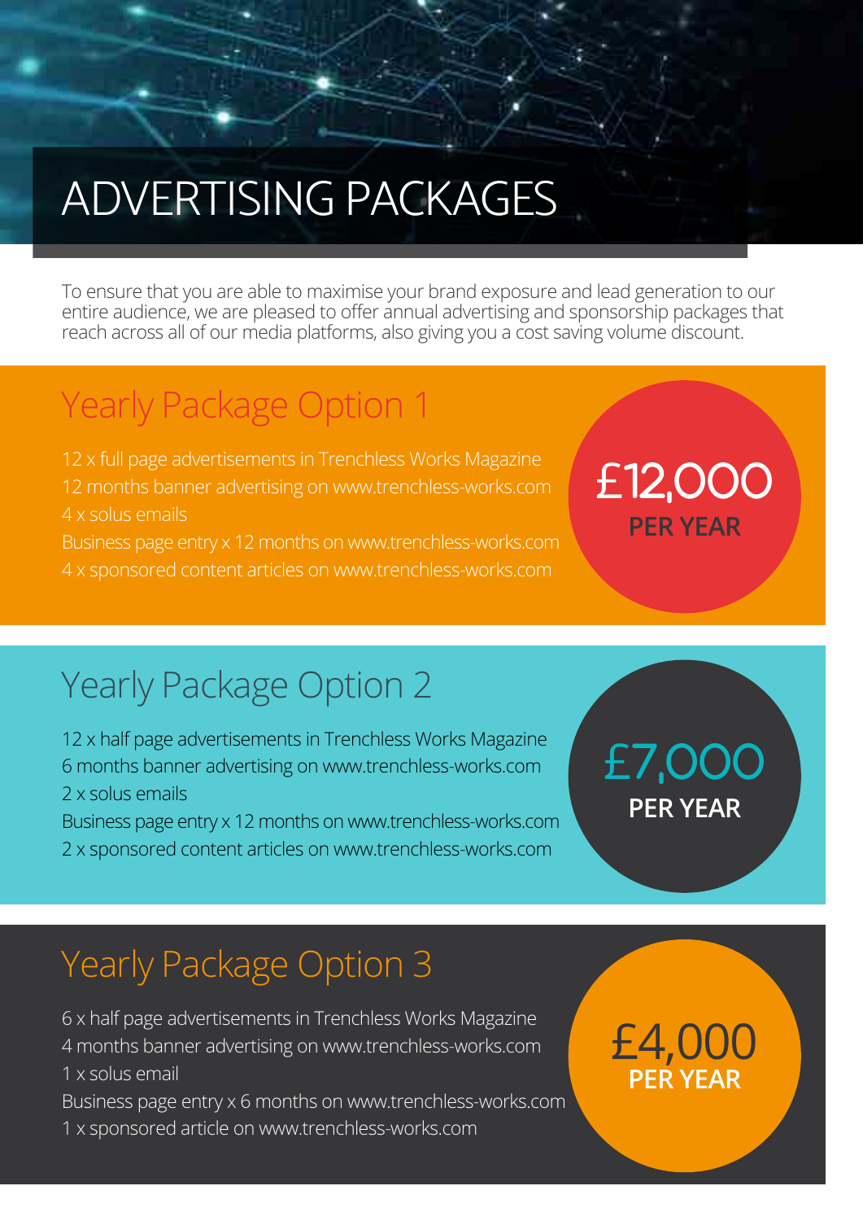# ADVERTISING PACKAGES

To ensure that you are able to maximise your brand exposure and lead generation to our entire audience, we are pleased to offer annual advertising and sponsorship packages that reach across all of our media platforms, also giving you a cost saving volume discount.

## Yearly Package Option 1

12 x full page advertisements in Trenchless Works Magazine
12 months banner advertising on www.trenchless-works.com
4 x solus emails
Business page entry x 12 months on www.trenchless-works.com
4 x sponsored content articles on www.trenchless-works.com

**£12,000**
**PER YEAR**

## Yearly Package Option 2

12 x half page advertisements in Trenchless Works Magazine
6 months banner advertising on www.trenchless-works.com
2 x solus emails
Business page entry x 12 months on www.trenchless-works.com
2 x sponsored content articles on www.trenchless-works.com

**£7,000**
**PER YEAR**

## Yearly Package Option 3

6 x half page advertisements in Trenchless Works Magazine
4 months banner advertising on www.trenchless-works.com
1 x solus email
Business page entry x 6 months on www.trenchless-works.com
1 x sponsored article on www.trenchless-works.com

**£4,000**
**PER YEAR**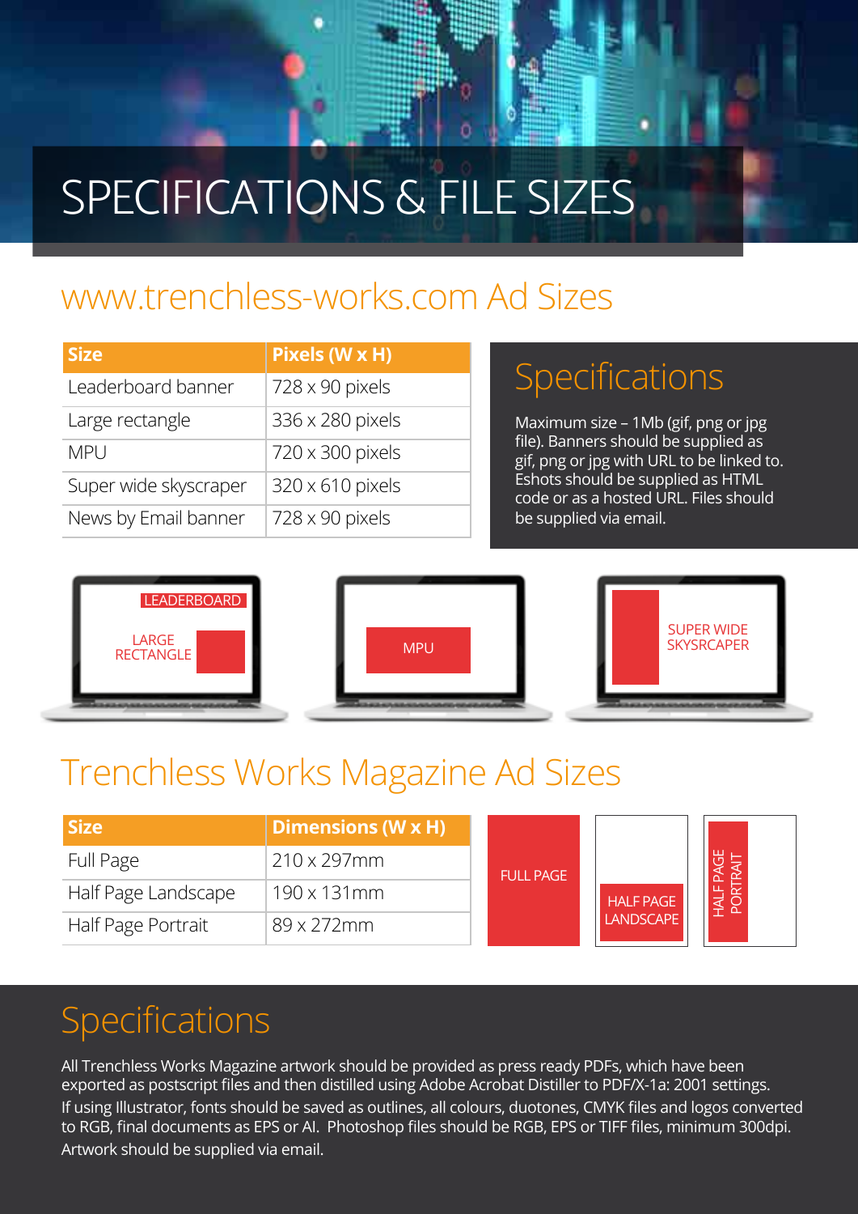# SPECIFICATIONS & FILE SIZES

## www.trenchless-works.com Ad Sizes

| Size | Pixels (W x H) |
| --- | --- |
| Leaderboard banner | 728 x 90 pixels |
| Large rectangle | 336 x 280 pixels |
| MPU | 720 x 300 pixels |
| Super wide skyscraper | 320 x 610 pixels |
| News by Email banner | 728 x 90 pixels |

### Specifications

Maximum size – 1Mb (gif, png or jpg file). Banners should be supplied as gif, png or jpg with URL to be linked to. Eshots should be supplied as HTML code or as a hosted URL. Files should be supplied via email.

LEADERBOARD

LARGE RECTANGLE

MPU

SUPER WIDE SKYSRCAPER

## Trenchless Works Magazine Ad Sizes

| Size | Dimensions (W x H) |
| --- | --- |
| Full Page | 210 x 297mm |
| Half Page Landscape | 190 x 131mm |
| Half Page Portrait | 89 x 272mm |

FULL PAGE

HALF PAGE LANDSCAPE

HALF PAGE PORTRAIT

### Specifications

All Trenchless Works Magazine artwork should be provided as press ready PDFs, which have been exported as postscript files and then distilled using Adobe Acrobat Distiller to PDF/X-1a: 2001 settings. If using Illustrator, fonts should be saved as outlines, all colours, duotones, CMYK files and logos converted to RGB, final documents as EPS or AI. Photoshop files should be RGB, EPS or TIFF files, minimum 300dpi. Artwork should be supplied via email.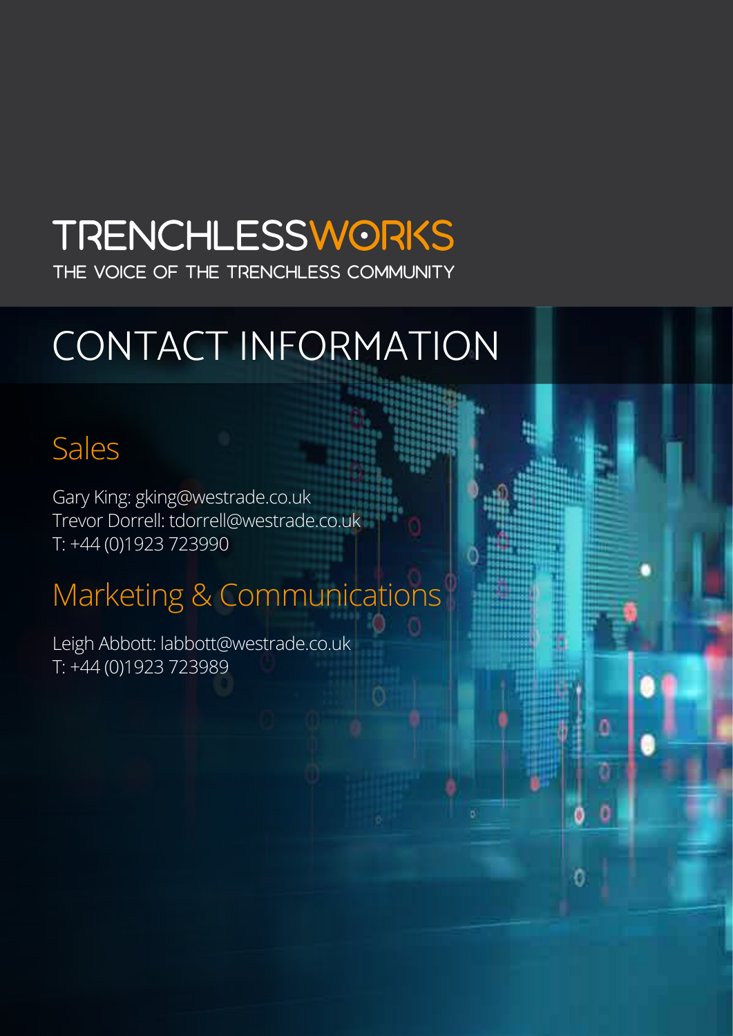TRENCHLESSWORKS

THE VOICE OF THE TRENCHLESS COMMUNITY

# CONTACT INFORMATION

## Sales

Gary King: gking@westrade.co.uk
Trevor Dorrell: tdorrell@westrade.co.uk
T: +44 (0)1923 723990

## Marketing & Communications

Leigh Abbott: labbott@westrade.co.uk
T: +44 (0)1923 723989